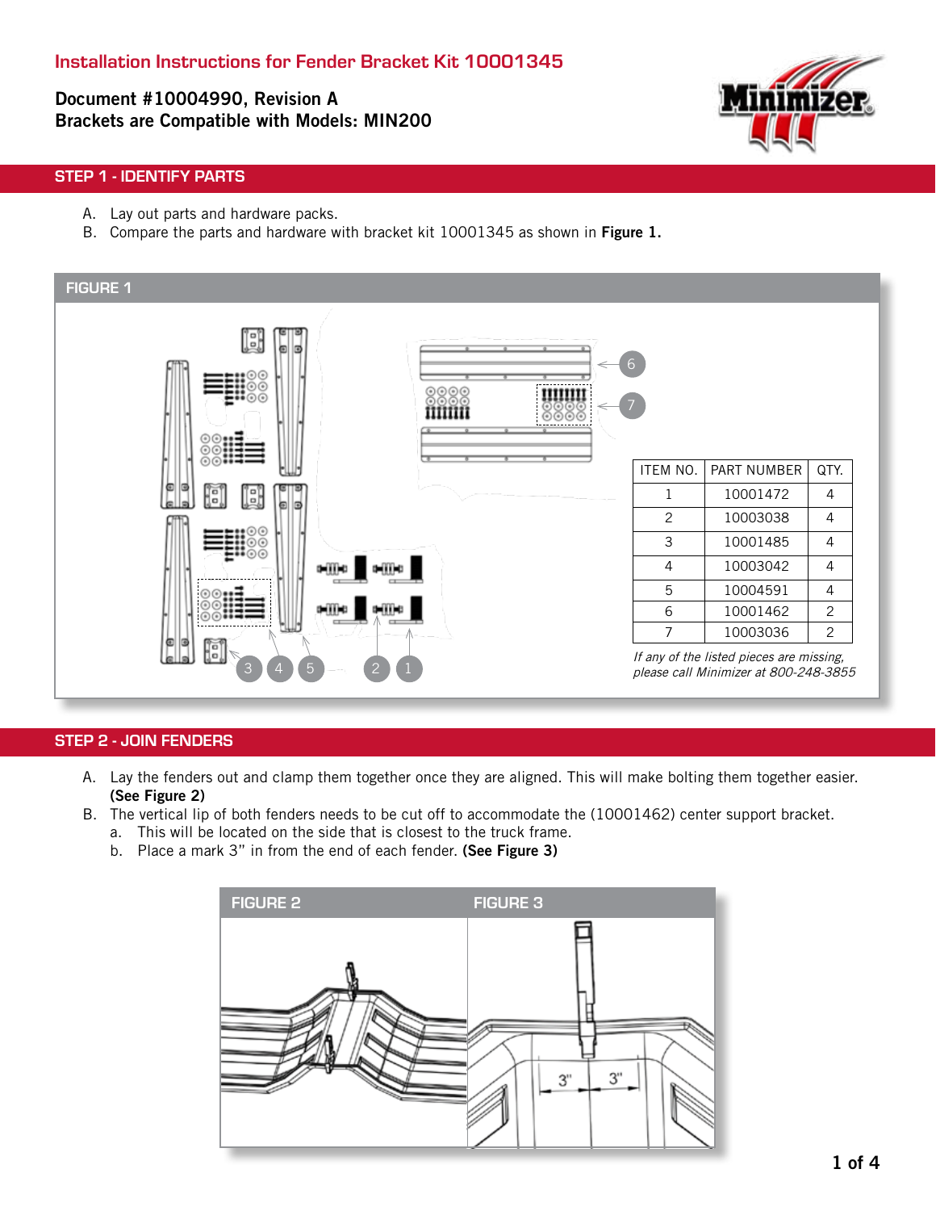# Installation Instructions for Fender Bracket Kit 10001345

**Document #10004990, Revision A**
**Brackets are Compatible with Models: MIN200**

## STEP 1 - IDENTIFY PARTS

A. Lay out parts and hardware packs.
B. Compare the parts and hardware with bracket kit 10001345 as shown in **Figure 1.**

FIGURE 1

6
7
3 4 5 2 1

| ITEM NO. | PART NUMBER | QTY. |
|---|---|---|
| 1 | 10001472 | 4 |
| 2 | 10003038 | 4 |
| 3 | 10001485 | 4 |
| 4 | 10003042 | 4 |
| 5 | 10004591 | 4 |
| 6 | 10001462 | 2 |
| 7 | 10003036 | 2 |

*If any of the listed pieces are missing, please call Minimizer at 800-248-3855*

## STEP 2 - JOIN FENDERS

A. Lay the fenders out and clamp them together once they are aligned. This will make bolting them together easier. **(See Figure 2)**
B. The vertical lip of both fenders needs to be cut off to accommodate the (10001462) center support bracket.
   a. This will be located on the side that is closest to the truck frame.
   b. Place a mark 3" in from the end of each fender. **(See Figure 3)**

FIGURE 2

FIGURE 3

3" 3"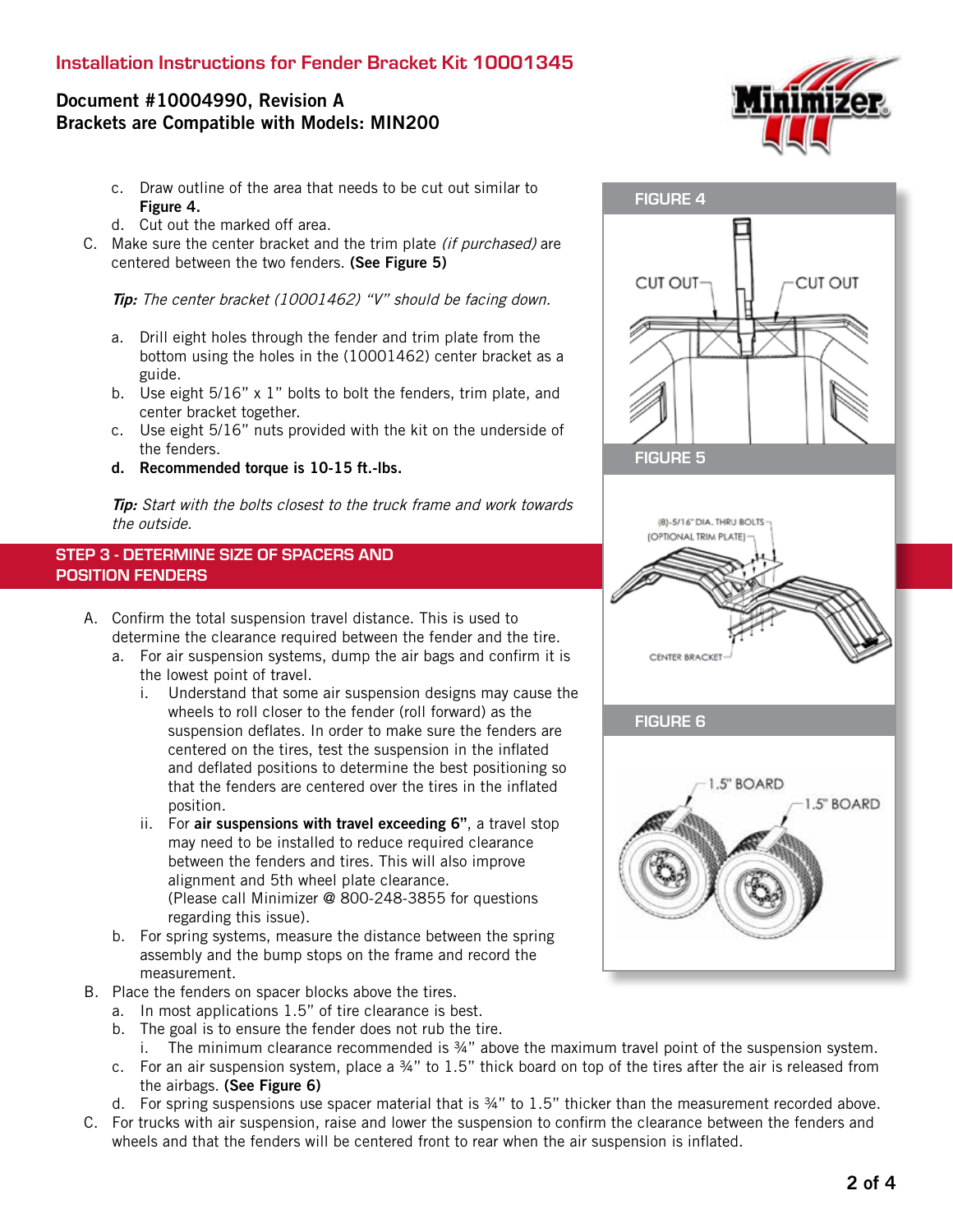c. Draw outline of the area that needs to be cut out similar to **Figure 4.**
d. Cut out the marked off area.

C. Make sure the center bracket and the trim plate *(if purchased)* are centered between the two fenders. **(See Figure 5)**

***Tip:*** *The center bracket (10001462) "V" should be facing down.*

a. Drill eight holes through the fender and trim plate from the bottom using the holes in the (10001462) center bracket as a guide.
b. Use eight 5/16" x 1" bolts to bolt the fenders, trim plate, and center bracket together.
c. Use eight 5/16" nuts provided with the kit on the underside of the fenders.
**d. Recommended torque is 10-15 ft.-lbs.**

***Tip:*** *Start with the bolts closest to the truck frame and work towards the outside.*

**FIGURE 4**

CUT OUT
CUT OUT

**FIGURE 5**

(8)-5/16" DIA. THRU BOLTS
(OPTIONAL TRIM PLATE)
CENTER BRACKET

**FIGURE 6**

1.5" BOARD
1.5" BOARD

## STEP 3 - DETERMINE SIZE OF SPACERS AND POSITION FENDERS

A. Confirm the total suspension travel distance. This is used to determine the clearance required between the fender and the tire.
   a. For air suspension systems, dump the air bags and confirm it is the lowest point of travel.
      i. Understand that some air suspension designs may cause the wheels to roll closer to the fender (roll forward) as the suspension deflates. In order to make sure the fenders are centered on the tires, test the suspension in the inflated and deflated positions to determine the best positioning so that the fenders are centered over the tires in the inflated position.
      ii. For **air suspensions with travel exceeding 6"**, a travel stop may need to be installed to reduce required clearance between the fenders and tires. This will also improve alignment and 5th wheel plate clearance.
      (Please call Minimizer @ 800-248-3855 for questions regarding this issue).
   b. For spring systems, measure the distance between the spring assembly and the bump stops on the frame and record the measurement.

B. Place the fenders on spacer blocks above the tires.
   a. In most applications 1.5" of tire clearance is best.
   b. The goal is to ensure the fender does not rub the tire.
      i. The minimum clearance recommended is ¾" above the maximum travel point of the suspension system.
   c. For an air suspension system, place a ¾" to 1.5" thick board on top of the tires after the air is released from the airbags. **(See Figure 6)**
   d. For spring suspensions use spacer material that is ¾" to 1.5" thicker than the measurement recorded above.

C. For trucks with air suspension, raise and lower the suspension to confirm the clearance between the fenders and wheels and that the fenders will be centered front to rear when the air suspension is inflated.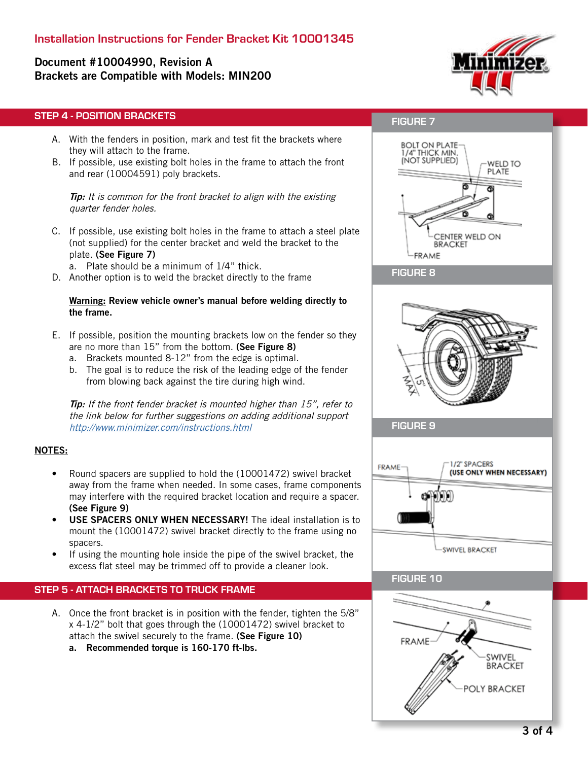Installation Instructions for Fender Bracket Kit 10001345

Document #10004990, Revision A
Brackets are Compatible with Models: MIN200

## STEP 4 - POSITION BRACKETS

A. With the fenders in position, mark and test fit the brackets where they will attach to the frame.
B. If possible, use existing bolt holes in the frame to attach the front and rear (10004591) poly brackets.

***Tip:*** *It is common for the front bracket to align with the existing quarter fender holes.*

C. If possible, use existing bolt holes in the frame to attach a steel plate (not supplied) for the center bracket and weld the bracket to the plate. **(See Figure 7)**
   a. Plate should be a minimum of 1/4" thick.
D. Another option is to weld the bracket directly to the frame

**Warning: Review vehicle owner's manual before welding directly to the frame.**

E. If possible, position the mounting brackets low on the fender so they are no more than 15" from the bottom. **(See Figure 8)**
   a. Brackets mounted 8-12" from the edge is optimal.
   b. The goal is to reduce the risk of the leading edge of the fender from blowing back against the tire during high wind.

***Tip:*** *If the front fender bracket is mounted higher than 15", refer to the link below for further suggestions on adding additional support* *http://www.minimizer.com/instructions.html*

**NOTES:**

- Round spacers are supplied to hold the (10001472) swivel bracket away from the frame when needed. In some cases, frame components may interfere with the required bracket location and require a spacer. **(See Figure 9)**
- **USE SPACERS ONLY WHEN NECESSARY!** The ideal installation is to mount the (10001472) swivel bracket directly to the frame using no spacers.
- If using the mounting hole inside the pipe of the swivel bracket, the excess flat steel may be trimmed off to provide a cleaner look.

## STEP 5 - ATTACH BRACKETS TO TRUCK FRAME

A. Once the front bracket is in position with the fender, tighten the 5/8" x 4-1/2" bolt that goes through the (10001472) swivel bracket to attach the swivel securely to the frame. **(See Figure 10)**
   **a. Recommended torque is 160-170 ft-lbs.**

FIGURE 7

BOLT ON PLATE 1/4" THICK MIN. (NOT SUPPLIED)
WELD TO PLATE
CENTER WELD ON BRACKET
FRAME

FIGURE 8

15" MAX

FIGURE 9

FRAME
1/2" SPACERS (USE ONLY WHEN NECESSARY)
SWIVEL BRACKET

FIGURE 10

FRAME
SWIVEL BRACKET
POLY BRACKET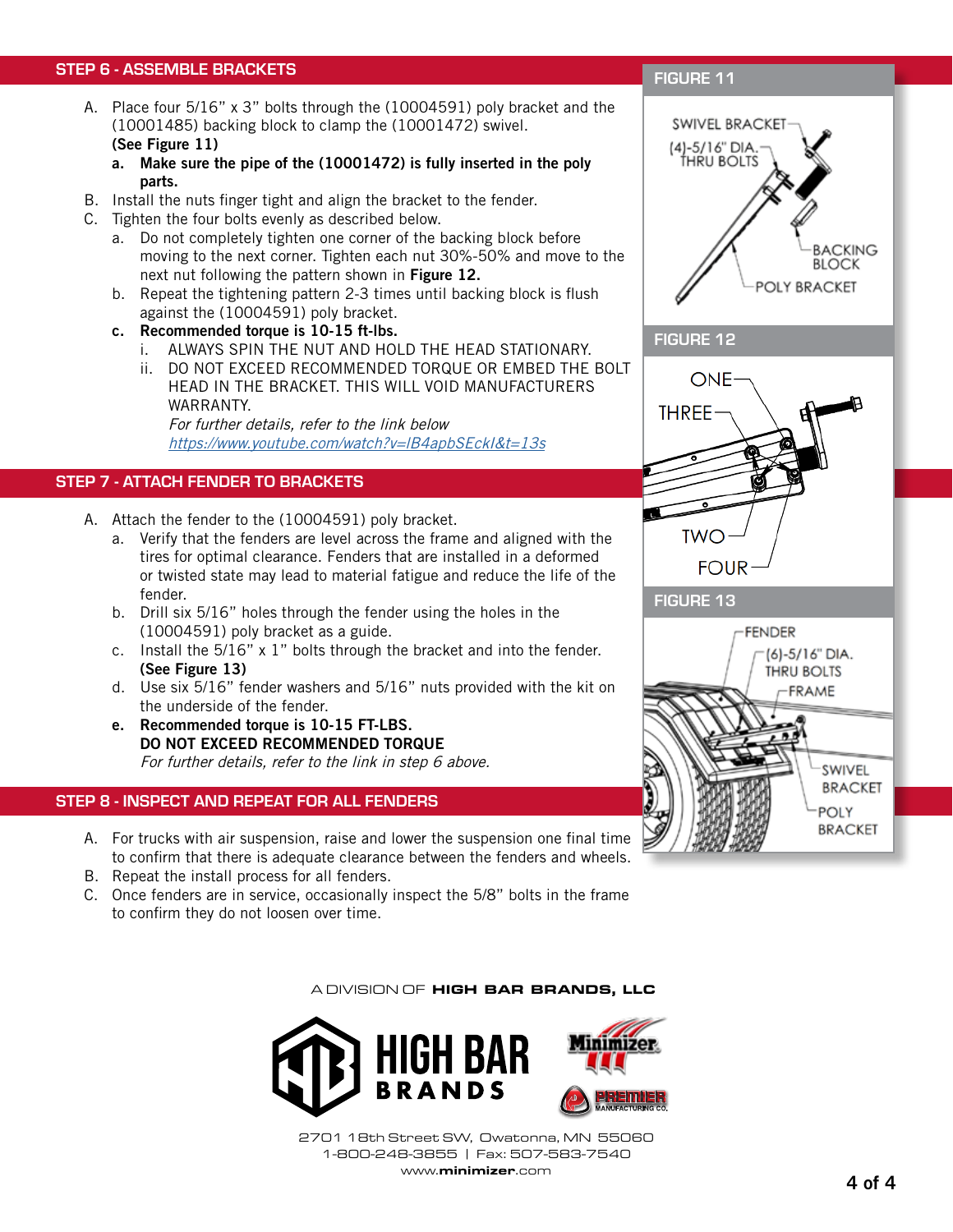## STEP 6 - ASSEMBLE BRACKETS

A. Place four 5/16" x 3" bolts through the (10004591) poly bracket and the (10001485) backing block to clamp the (10001472) swivel. **(See Figure 11)**
   a. **Make sure the pipe of the (10001472) is fully inserted in the poly parts.**

B. Install the nuts finger tight and align the bracket to the fender.

C. Tighten the four bolts evenly as described below.
   a. Do not completely tighten one corner of the backing block before moving to the next corner. Tighten each nut 30%-50% and move to the next nut following the pattern shown in **Figure 12.**
   b. Repeat the tightening pattern 2-3 times until backing block is flush against the (10004591) poly bracket.
   c. **Recommended torque is 10-15 ft-lbs.**
      i. ALWAYS SPIN THE NUT AND HOLD THE HEAD STATIONARY.
      ii. DO NOT EXCEED RECOMMENDED TORQUE OR EMBED THE BOLT HEAD IN THE BRACKET. THIS WILL VOID MANUFACTURERS WARRANTY.
      *For further details, refer to the link below*
      *https://www.youtube.com/watch?v=IB4apbSEckI&t=13s*

## STEP 7 - ATTACH FENDER TO BRACKETS

A. Attach the fender to the (10004591) poly bracket.
   a. Verify that the fenders are level across the frame and aligned with the tires for optimal clearance. Fenders that are installed in a deformed or twisted state may lead to material fatigue and reduce the life of the fender.
   b. Drill six 5/16" holes through the fender using the holes in the (10004591) poly bracket as a guide.
   c. Install the 5/16" x 1" bolts through the bracket and into the fender. **(See Figure 13)**
   d. Use six 5/16" fender washers and 5/16" nuts provided with the kit on the underside of the fender.
   e. **Recommended torque is 10-15 FT-LBS.**
      **DO NOT EXCEED RECOMMENDED TORQUE**
      *For further details, refer to the link in step 6 above.*

## STEP 8 - INSPECT AND REPEAT FOR ALL FENDERS

A. For trucks with air suspension, raise and lower the suspension one final time to confirm that there is adequate clearance between the fenders and wheels.

B. Repeat the install process for all fenders.

C. Once fenders are in service, occasionally inspect the 5/8" bolts in the frame to confirm they do not loosen over time.

### FIGURE 11

SWIVEL BRACKET
(4)-5/16" DIA. THRU BOLTS
BACKING BLOCK
POLY BRACKET

### FIGURE 12

ONE
THREE
TWO
FOUR

### FIGURE 13

FENDER
(6)-5/16" DIA. THRU BOLTS
FRAME
SWIVEL BRACKET
POLY BRACKET

A DIVISION OF **HIGH BAR BRANDS, LLC**

HIGH BAR BRANDS
Minimizer
PREMIER MANUFACTURING CO.

2701 18th Street SW, Owatonna, MN 55060
1-800-248-3855 | Fax: 507-583-7540
www.**minimizer**.com